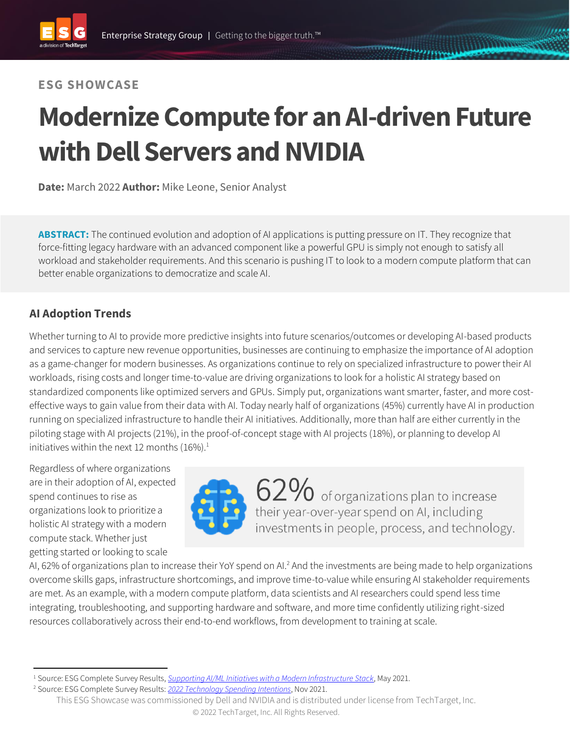ESG SHOWCASE

# Modernize Compute for an AI-driven Future with Dell Servers and NVIDIA

**Date:** March 2022 **Author:** Mike Leone, Senior Analyst

**ABSTRACT:** The continued evolution and adoption of AI applications is putting pressure on IT. They recognize that force-fitting legacy hardware with an advanced component like a powerful GPU is simply not enough to satisfy all workload and stakeholder requirements. And this scenario is pushing IT to look to a modern compute platform that can better enable organizations to democratize and scale AI.

## AI Adoption Trends

Whether turning to AI to provide more predictive insights into future scenarios/outcomes or developing AI-based products and services to capture new revenue opportunities, businesses are continuing to emphasize the importance of AI adoption as a game-changer for modern businesses. As organizations continue to rely on specialized infrastructure to power their AI workloads, rising costs and longer time-to-value are driving organizations to look for a holistic AI strategy based on standardized components like optimized servers and GPUs. Simply put, organizations want smarter, faster, and more cost-effective ways to gain value from their data with AI. Today nearly half of organizations (45%) currently have AI in production running on specialized infrastructure to handle their AI initiatives. Additionally, more than half are either currently in the piloting stage with AI projects (21%), in the proof-of-concept stage with AI projects (18%), or planning to develop AI initiatives within the next 12 months (16%).[1]

> **62%** of organizations plan to increase their year-over-year spend on AI, including investments in people, process, and technology.

Regardless of where organizations are in their adoption of AI, expected spend continues to rise as organizations look to prioritize a holistic AI strategy with a modern compute stack. Whether just getting started or looking to scale AI, 62% of organizations plan to increase their YoY spend on AI.[2] And the investments are being made to help organizations overcome skills gaps, infrastructure shortcomings, and improve time-to-value while ensuring AI stakeholder requirements are met. As an example, with a modern compute platform, data scientists and AI researchers could spend less time integrating, troubleshooting, and supporting hardware and software, and more time confidently utilizing right-sized resources collaboratively across their end-to-end workflows, from development to training at scale.

---

[1] Source: ESG Complete Survey Results, *Supporting AI/ML Initiatives with a Modern Infrastructure Stack*, May 2021.

[2] Source: ESG Complete Survey Results: *2022 Technology Spending Intentions*, Nov 2021.

This ESG Showcase was commissioned by Dell and NVIDIA and is distributed under license from TechTarget, Inc.
© 2022 TechTarget, Inc. All Rights Reserved.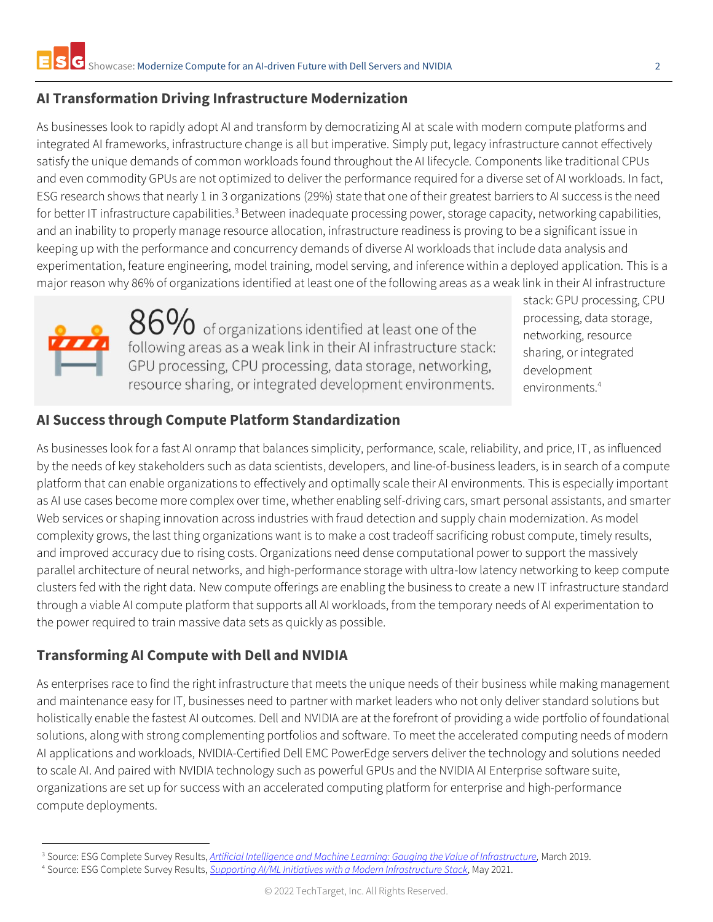## AI Transformation Driving Infrastructure Modernization

As businesses look to rapidly adopt AI and transform by democratizing AI at scale with modern compute platforms and integrated AI frameworks, infrastructure change is all but imperative. Simply put, legacy infrastructure cannot effectively satisfy the unique demands of common workloads found throughout the AI lifecycle. Components like traditional CPUs and even commodity GPUs are not optimized to deliver the performance required for a diverse set of AI workloads. In fact, ESG research shows that nearly 1 in 3 organizations (29%) state that one of their greatest barriers to AI success is the need for better IT infrastructure capabilities.[3] Between inadequate processing power, storage capacity, networking capabilities, and an inability to properly manage resource allocation, infrastructure readiness is proving to be a significant issue in keeping up with the performance and concurrency demands of diverse AI workloads that include data analysis and experimentation, feature engineering, model training, model serving, and inference within a deployed application. This is a major reason why 86% of organizations identified at least one of the following areas as a weak link in their AI infrastructure stack: GPU processing, CPU processing, data storage, networking, resource sharing, or integrated development environments.[4]

> **86%** of organizations identified at least one of the following areas as a weak link in their AI infrastructure stack: GPU processing, CPU processing, data storage, networking, resource sharing, or integrated development environments.

## AI Success through Compute Platform Standardization

As businesses look for a fast AI onramp that balances simplicity, performance, scale, reliability, and price, IT, as influenced by the needs of key stakeholders such as data scientists, developers, and line-of-business leaders, is in search of a compute platform that can enable organizations to effectively and optimally scale their AI environments. This is especially important as AI use cases become more complex over time, whether enabling self-driving cars, smart personal assistants, and smarter Web services or shaping innovation across industries with fraud detection and supply chain modernization. As model complexity grows, the last thing organizations want is to make a cost tradeoff sacrificing robust compute, timely results, and improved accuracy due to rising costs. Organizations need dense computational power to support the massively parallel architecture of neural networks, and high-performance storage with ultra-low latency networking to keep compute clusters fed with the right data. New compute offerings are enabling the business to create a new IT infrastructure standard through a viable AI compute platform that supports all AI workloads, from the temporary needs of AI experimentation to the power required to train massive data sets as quickly as possible.

## Transforming AI Compute with Dell and NVIDIA

As enterprises race to find the right infrastructure that meets the unique needs of their business while making management and maintenance easy for IT, businesses need to partner with market leaders who not only deliver standard solutions but holistically enable the fastest AI outcomes. Dell and NVIDIA are at the forefront of providing a wide portfolio of foundational solutions, along with strong complementing portfolios and software. To meet the accelerated computing needs of modern AI applications and workloads, NVIDIA-Certified Dell EMC PowerEdge servers deliver the technology and solutions needed to scale AI. And paired with NVIDIA technology such as powerful GPUs and the NVIDIA AI Enterprise software suite, organizations are set up for success with an accelerated computing platform for enterprise and high-performance compute deployments.

---

[3] Source: ESG Complete Survey Results, *Artificial Intelligence and Machine Learning: Gauging the Value of Infrastructure*, March 2019.

[4] Source: ESG Complete Survey Results, *Supporting AI/ML Initiatives with a Modern Infrastructure Stack*, May 2021.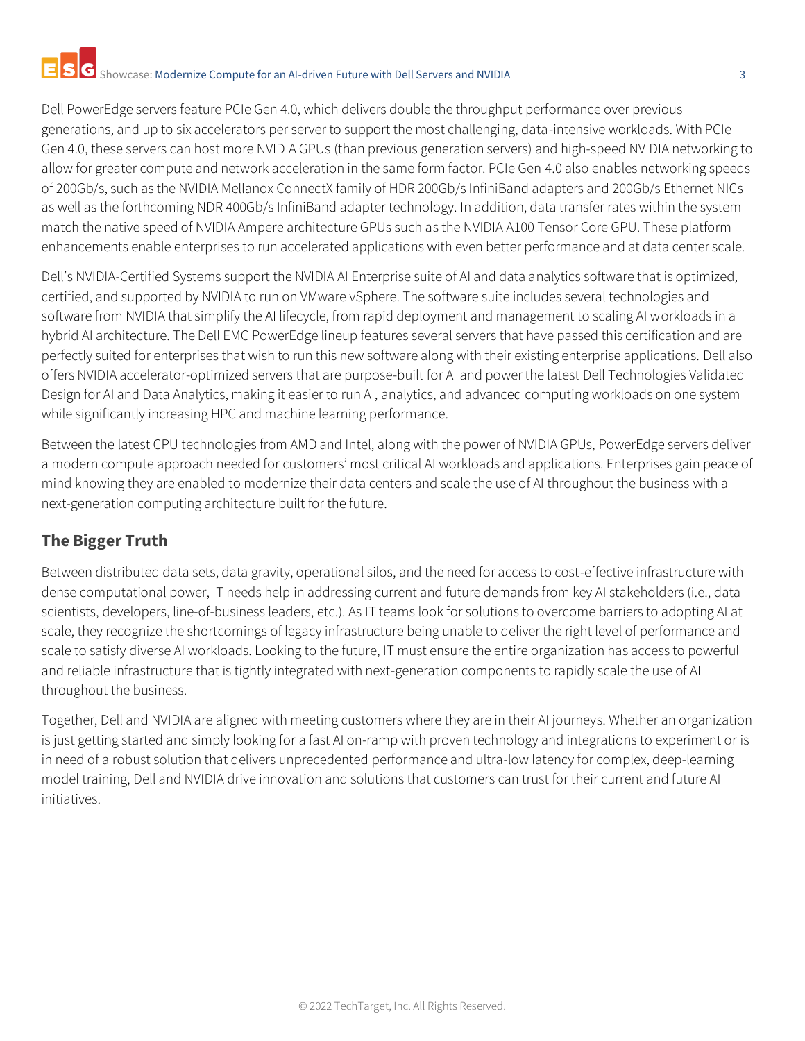Dell PowerEdge servers feature PCIe Gen 4.0, which delivers double the throughput performance over previous generations, and up to six accelerators per server to support the most challenging, data-intensive workloads. With PCIe Gen 4.0, these servers can host more NVIDIA GPUs (than previous generation servers) and high-speed NVIDIA networking to allow for greater compute and network acceleration in the same form factor. PCIe Gen 4.0 also enables networking speeds of 200Gb/s, such as the NVIDIA Mellanox ConnectX family of HDR 200Gb/s InfiniBand adapters and 200Gb/s Ethernet NICs as well as the forthcoming NDR 400Gb/s InfiniBand adapter technology. In addition, data transfer rates within the system match the native speed of NVIDIA Ampere architecture GPUs such as the NVIDIA A100 Tensor Core GPU. These platform enhancements enable enterprises to run accelerated applications with even better performance and at data center scale.

Dell's NVIDIA-Certified Systems support the NVIDIA AI Enterprise suite of AI and data analytics software that is optimized, certified, and supported by NVIDIA to run on VMware vSphere. The software suite includes several technologies and software from NVIDIA that simplify the AI lifecycle, from rapid deployment and management to scaling AI workloads in a hybrid AI architecture. The Dell EMC PowerEdge lineup features several servers that have passed this certification and are perfectly suited for enterprises that wish to run this new software along with their existing enterprise applications. Dell also offers NVIDIA accelerator-optimized servers that are purpose-built for AI and power the latest Dell Technologies Validated Design for AI and Data Analytics, making it easier to run AI, analytics, and advanced computing workloads on one system while significantly increasing HPC and machine learning performance.

Between the latest CPU technologies from AMD and Intel, along with the power of NVIDIA GPUs, PowerEdge servers deliver a modern compute approach needed for customers' most critical AI workloads and applications. Enterprises gain peace of mind knowing they are enabled to modernize their data centers and scale the use of AI throughout the business with a next-generation computing architecture built for the future.

## The Bigger Truth

Between distributed data sets, data gravity, operational silos, and the need for access to cost-effective infrastructure with dense computational power, IT needs help in addressing current and future demands from key AI stakeholders (i.e., data scientists, developers, line-of-business leaders, etc.). As IT teams look for solutions to overcome barriers to adopting AI at scale, they recognize the shortcomings of legacy infrastructure being unable to deliver the right level of performance and scale to satisfy diverse AI workloads. Looking to the future, IT must ensure the entire organization has access to powerful and reliable infrastructure that is tightly integrated with next-generation components to rapidly scale the use of AI throughout the business.

Together, Dell and NVIDIA are aligned with meeting customers where they are in their AI journeys. Whether an organization is just getting started and simply looking for a fast AI on-ramp with proven technology and integrations to experiment or is in need of a robust solution that delivers unprecedented performance and ultra-low latency for complex, deep-learning model training, Dell and NVIDIA drive innovation and solutions that customers can trust for their current and future AI initiatives.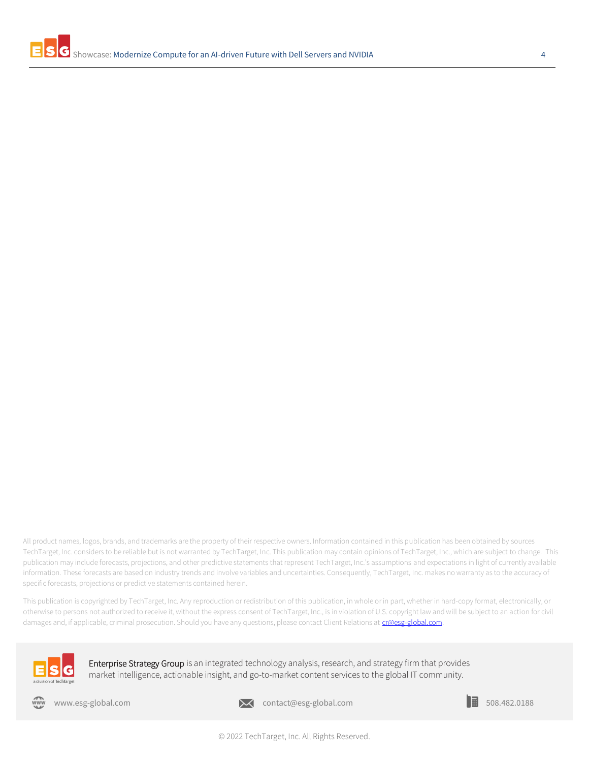All product names, logos, brands, and trademarks are the property of their respective owners. Information contained in this publication has been obtained by sources TechTarget, Inc. considers to be reliable but is not warranted by TechTarget, Inc. This publication may contain opinions of TechTarget, Inc., which are subject to change. This publication may include forecasts, projections, and other predictive statements that represent TechTarget, Inc.'s assumptions and expectations in light of currently available information. These forecasts are based on industry trends and involve variables and uncertainties. Consequently, TechTarget, Inc. makes no warranty as to the accuracy of specific forecasts, projections or predictive statements contained herein.

This publication is copyrighted by TechTarget, Inc. Any reproduction or redistribution of this publication, in whole or in part, whether in hard-copy format, electronically, or otherwise to persons not authorized to receive it, without the express consent of TechTarget, Inc., is in violation of U.S. copyright law and will be subject to an action for civil damages and, if applicable, criminal prosecution. Should you have any questions, please contact Client Relations at cr@esg-global.com.

Enterprise Strategy Group is an integrated technology analysis, research, and strategy firm that provides market intelligence, actionable insight, and go-to-market content services to the global IT community.

www.esg-global.com

contact@esg-global.com

508.482.0188

© 2022 TechTarget, Inc. All Rights Reserved.